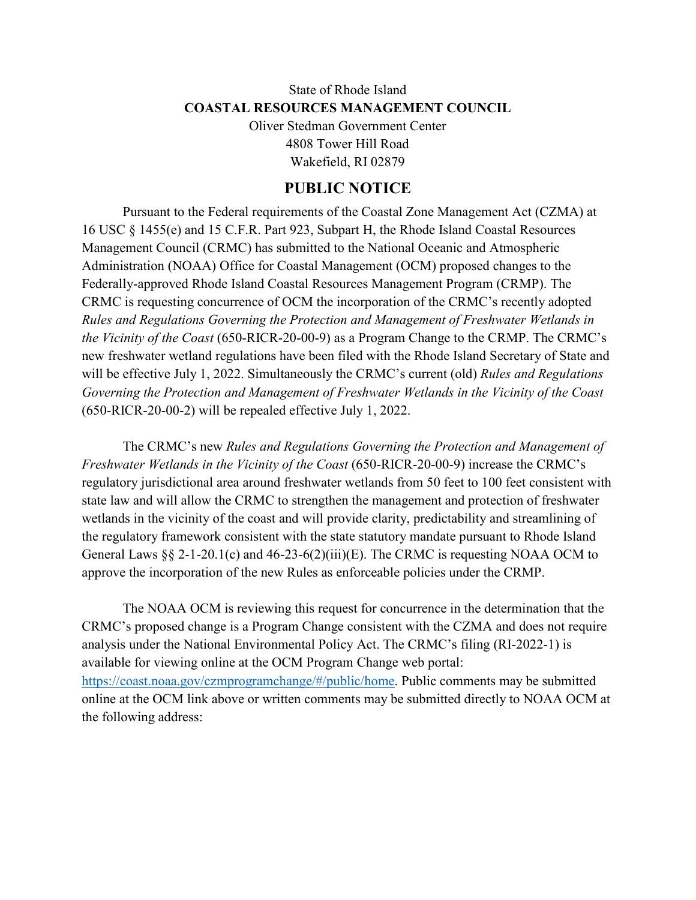State of Rhode Island

**COASTAL RESOURCES MANAGEMENT COUNCIL**

Oliver Stedman Government Center

4808 Tower Hill Road

Wakefield, RI 02879

# PUBLIC NOTICE

Pursuant to the Federal requirements of the Coastal Zone Management Act (CZMA) at 16 USC § 1455(e) and 15 C.F.R. Part 923, Subpart H, the Rhode Island Coastal Resources Management Council (CRMC) has submitted to the National Oceanic and Atmospheric Administration (NOAA) Office for Coastal Management (OCM) proposed changes to the Federally-approved Rhode Island Coastal Resources Management Program (CRMP). The CRMC is requesting concurrence of OCM the incorporation of the CRMC's recently adopted *Rules and Regulations Governing the Protection and Management of Freshwater Wetlands in the Vicinity of the Coast* (650-RICR-20-00-9) as a Program Change to the CRMP. The CRMC's new freshwater wetland regulations have been filed with the Rhode Island Secretary of State and will be effective July 1, 2022. Simultaneously the CRMC's current (old) *Rules and Regulations Governing the Protection and Management of Freshwater Wetlands in the Vicinity of the Coast* (650-RICR-20-00-2) will be repealed effective July 1, 2022.

The CRMC's new *Rules and Regulations Governing the Protection and Management of Freshwater Wetlands in the Vicinity of the Coast* (650-RICR-20-00-9) increase the CRMC's regulatory jurisdictional area around freshwater wetlands from 50 feet to 100 feet consistent with state law and will allow the CRMC to strengthen the management and protection of freshwater wetlands in the vicinity of the coast and will provide clarity, predictability and streamlining of the regulatory framework consistent with the state statutory mandate pursuant to Rhode Island General Laws §§ 2-1-20.1(c) and 46-23-6(2)(iii)(E). The CRMC is requesting NOAA OCM to approve the incorporation of the new Rules as enforceable policies under the CRMP.

The NOAA OCM is reviewing this request for concurrence in the determination that the CRMC's proposed change is a Program Change consistent with the CZMA and does not require analysis under the National Environmental Policy Act. The CRMC's filing (RI-2022-1) is available for viewing online at the OCM Program Change web portal: [https://coast.noaa.gov/czmprogramchange/#/public/home](https://coast.noaa.gov/czmprogramchange/#/public/home). Public comments may be submitted online at the OCM link above or written comments may be submitted directly to NOAA OCM at the following address: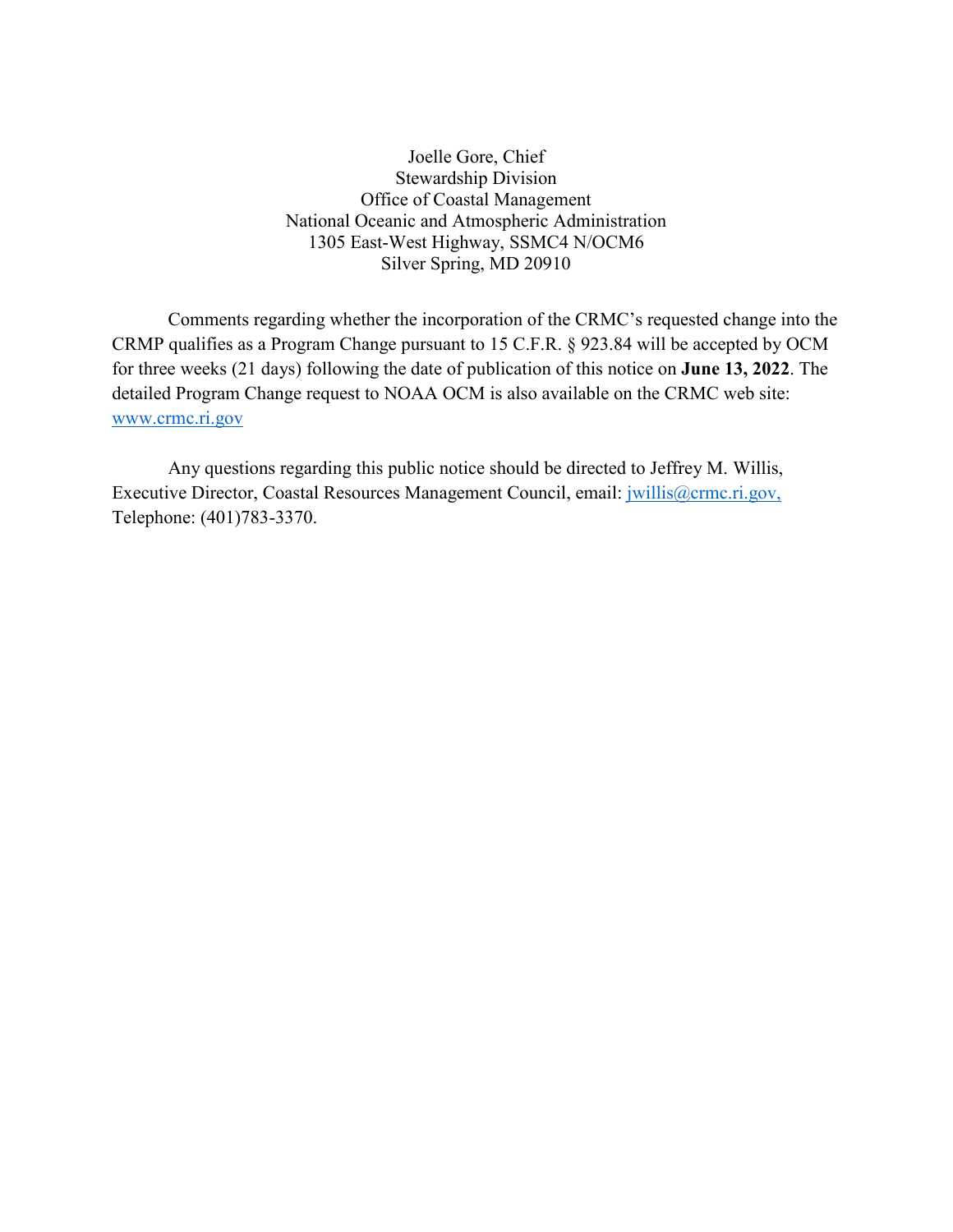Joelle Gore, Chief
Stewardship Division
Office of Coastal Management
National Oceanic and Atmospheric Administration
1305 East-West Highway, SSMC4 N/OCM6
Silver Spring, MD 20910

Comments regarding whether the incorporation of the CRMC's requested change into the CRMP qualifies as a Program Change pursuant to 15 C.F.R. § 923.84 will be accepted by OCM for three weeks (21 days) following the date of publication of this notice on **June 13, 2022**. The detailed Program Change request to NOAA OCM is also available on the CRMC web site: www.crmc.ri.gov

Any questions regarding this public notice should be directed to Jeffrey M. Willis, Executive Director, Coastal Resources Management Council, email: jwillis@crmc.ri.gov, Telephone: (401)783-3370.